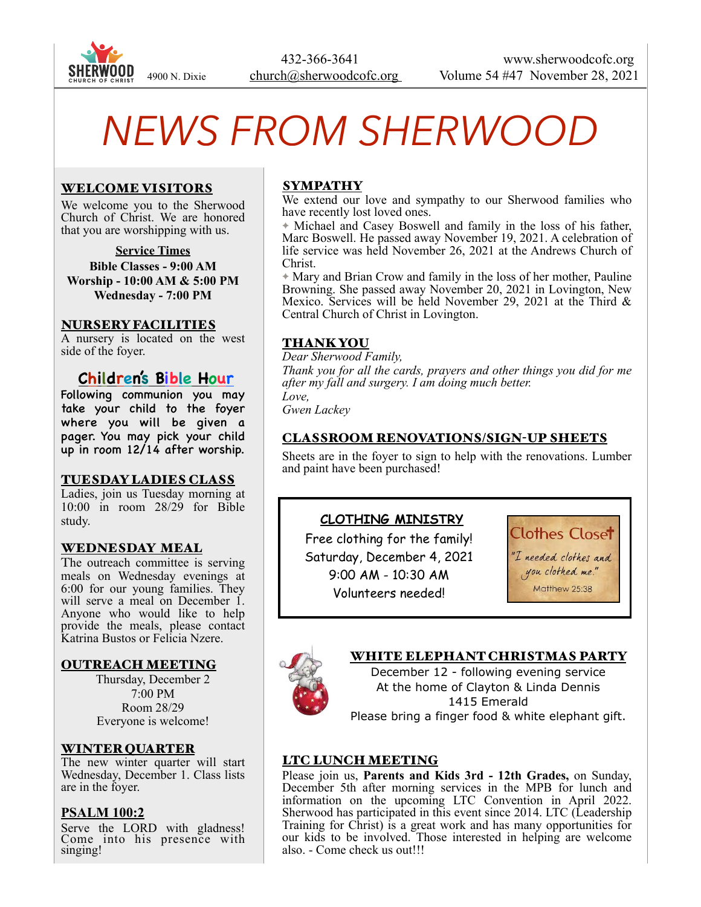SHERWOOD CHURCH OF CHRIST 4900 N. Dixie | 432-366-3641 church@sherwoodcofc.org | www.sherwoodcofc.org Volume 54 #47 November 28, 2021

# NEWS FROM SHERWOOD

## WELCOME VISITORS

We welcome you to the Sherwood Church of Christ. We are honored that you are worshipping with us.

**Service Times**

**Bible Classes - 9:00 AM**
**Worship - 10:00 AM & 5:00 PM**
**Wednesday - 7:00 PM**

## NURSERY FACILITIES

A nursery is located on the west side of the foyer.

## Children's Bible Hour

Following communion you may take your child to the foyer where you will be given a pager. You may pick your child up in room 12/14 after worship.

## TUESDAY LADIES CLASS

Ladies, join us Tuesday morning at 10:00 in room 28/29 for Bible study.

## WEDNESDAY MEAL

The outreach committee is serving meals on Wednesday evenings at 6:00 for our young families. They will serve a meal on December 1. Anyone who would like to help provide the meals, please contact Katrina Bustos or Felicia Nzere.

## OUTREACH MEETING

Thursday, December 2
7:00 PM
Room 28/29
Everyone is welcome!

## WINTER QUARTER

The new winter quarter will start Wednesday, December 1. Class lists are in the foyer.

## PSALM 100:2

Serve the LORD with gladness! Come into his presence with singing!

## SYMPATHY

We extend our love and sympathy to our Sherwood families who have recently lost loved ones.

✦ Michael and Casey Boswell and family in the loss of his father, Marc Boswell. He passed away November 19, 2021. A celebration of life service was held November 26, 2021 at the Andrews Church of Christ.

✦ Mary and Brian Crow and family in the loss of her mother, Pauline Browning. She passed away November 20, 2021 in Lovington, New Mexico. Services will be held November 29, 2021 at the Third & Central Church of Christ in Lovington.

## THANK YOU

*Dear Sherwood Family,*
*Thank you for all the cards, prayers and other things you did for me after my fall and surgery. I am doing much better.*
*Love,*
*Gwen Lackey*

## CLASSROOM RENOVATIONS/SIGN-UP SHEETS

Sheets are in the foyer to sign to help with the renovations. Lumber and paint have been purchased!

## CLOTHING MINISTRY

Free clothing for the family!
Saturday, December 4, 2021
9:00 AM - 10:30 AM
Volunteers needed!

Clothes Closet
"I needed clothes and you clothed me."
Matthew 25:38

## WHITE ELEPHANT CHRISTMAS PARTY

December 12 - following evening service
At the home of Clayton & Linda Dennis
1415 Emerald
Please bring a finger food & white elephant gift.

## LTC LUNCH MEETING

Please join us, **Parents and Kids 3rd - 12th Grades,** on Sunday, December 5th after morning services in the MPB for lunch and information on the upcoming LTC Convention in April 2022. Sherwood has participated in this event since 2014. LTC (Leadership Training for Christ) is a great work and has many opportunities for our kids to be involved. Those interested in helping are welcome also. - Come check us out!!!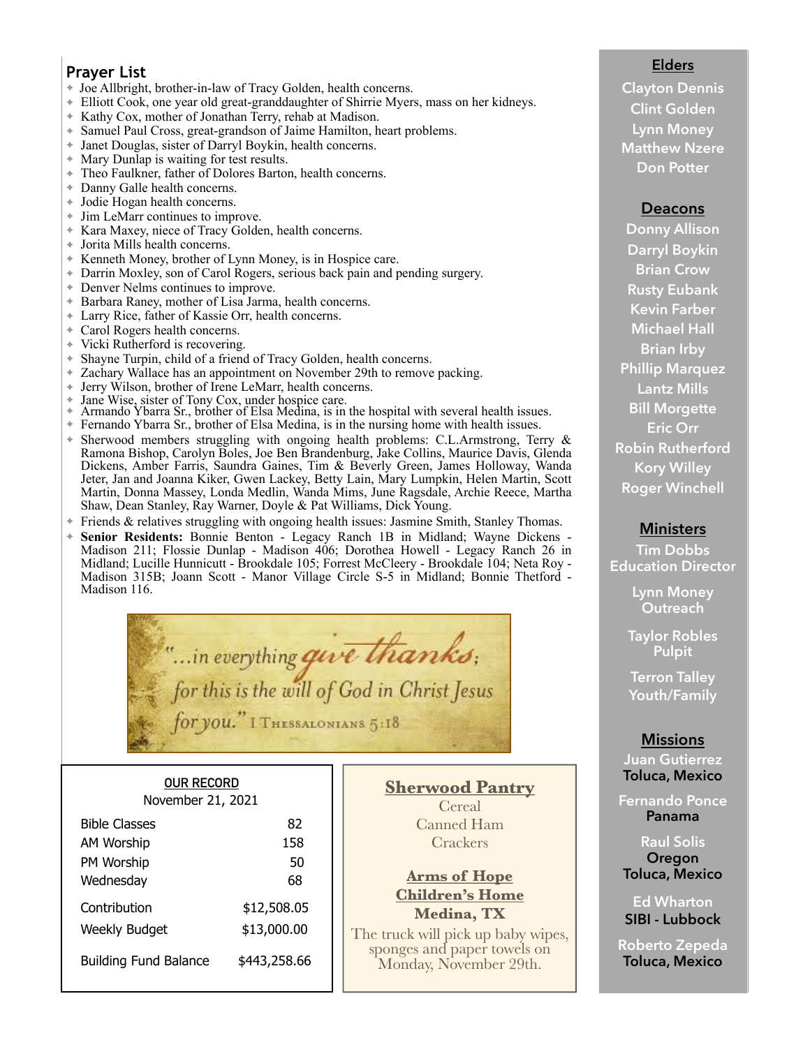## Prayer List

- Joe Allbright, brother-in-law of Tracy Golden, health concerns.
- Elliott Cook, one year old great-granddaughter of Shirrie Myers, mass on her kidneys.
- Kathy Cox, mother of Jonathan Terry, rehab at Madison.
- Samuel Paul Cross, great-grandson of Jaime Hamilton, heart problems.
- Janet Douglas, sister of Darryl Boykin, health concerns.
- Mary Dunlap is waiting for test results.
- Theo Faulkner, father of Dolores Barton, health concerns.
- Danny Galle health concerns.
- Jodie Hogan health concerns.
- Jim LeMarr continues to improve.
- Kara Maxey, niece of Tracy Golden, health concerns.
- Jorita Mills health concerns.
- Kenneth Money, brother of Lynn Money, is in Hospice care.
- Darrin Moxley, son of Carol Rogers, serious back pain and pending surgery.
- Denver Nelms continues to improve.
- Barbara Raney, mother of Lisa Jarma, health concerns.
- Larry Rice, father of Kassie Orr, health concerns.
- Carol Rogers health concerns.
- Vicki Rutherford is recovering.
- Shayne Turpin, child of a friend of Tracy Golden, health concerns.
- Zachary Wallace has an appointment on November 29th to remove packing.
- Jerry Wilson, brother of Irene LeMarr, health concerns.
- Jane Wise, sister of Tony Cox, under hospice care.
- Armando Ybarra Sr., brother of Elsa Medina, is in the hospital with several health issues.
- Fernando Ybarra Sr., brother of Elsa Medina, is in the nursing home with health issues.
- Sherwood members struggling with ongoing health problems: C.L.Armstrong, Terry & Ramona Bishop, Carolyn Boles, Joe Ben Brandenburg, Jake Collins, Maurice Davis, Glenda Dickens, Amber Farris, Saundra Gaines, Tim & Beverly Green, James Holloway, Wanda Jeter, Jan and Joanna Kiker, Gwen Lackey, Betty Lain, Mary Lumpkin, Helen Martin, Scott Martin, Donna Massey, Londa Medlin, Wanda Mims, June Ragsdale, Archie Reece, Martha Shaw, Dean Stanley, Ray Warner, Doyle & Pat Williams, Dick Young.
- Friends & relatives struggling with ongoing health issues: Jasmine Smith, Stanley Thomas.
- **Senior Residents:** Bonnie Benton - Legacy Ranch 1B in Midland; Wayne Dickens - Madison 211; Flossie Dunlap - Madison 406; Dorothea Howell - Legacy Ranch 26 in Midland; Lucille Hunnicutt - Brookdale 105; Forrest McCleery - Brookdale 104; Neta Roy - Madison 315B; Joann Scott - Manor Village Circle S-5 in Midland; Bonnie Thetford - Madison 116.

"...in everything *give thanks*; for this is the will of God in Christ Jesus for you." I Thessalonians 5:18

**OUR RECORD**
November 21, 2021

| | |
|---|---|
| Bible Classes | 82 |
| AM Worship | 158 |
| PM Worship | 50 |
| Wednesday | 68 |
| Contribution | $12,508.05 |
| Weekly Budget | $13,000.00 |
| Building Fund Balance | $443,258.66 |

**Sherwood Pantry**

Cereal
Canned Ham
Crackers

**Arms of Hope Children's Home**
**Medina, TX**

The truck will pick up baby wipes, sponges and paper towels on Monday, November 29th.

### Elders

Clayton Dennis
Clint Golden
Lynn Money
Matthew Nzere
Don Potter

### Deacons

Donny Allison
Darryl Boykin
Brian Crow
Rusty Eubank
Kevin Farber
Michael Hall
Brian Irby
Phillip Marquez
Lantz Mills
Bill Morgette
Eric Orr
Robin Rutherford
Kory Willey
Roger Winchell

### Ministers

Tim Dobbs
Education Director

Lynn Money
Outreach

Taylor Robles
Pulpit

Terron Talley
Youth/Family

### Missions

Juan Gutierrez
Toluca, Mexico

Fernando Ponce
Panama

Raul Solis
Oregon
Toluca, Mexico

Ed Wharton
SIBI - Lubbock

Roberto Zepeda
Toluca, Mexico